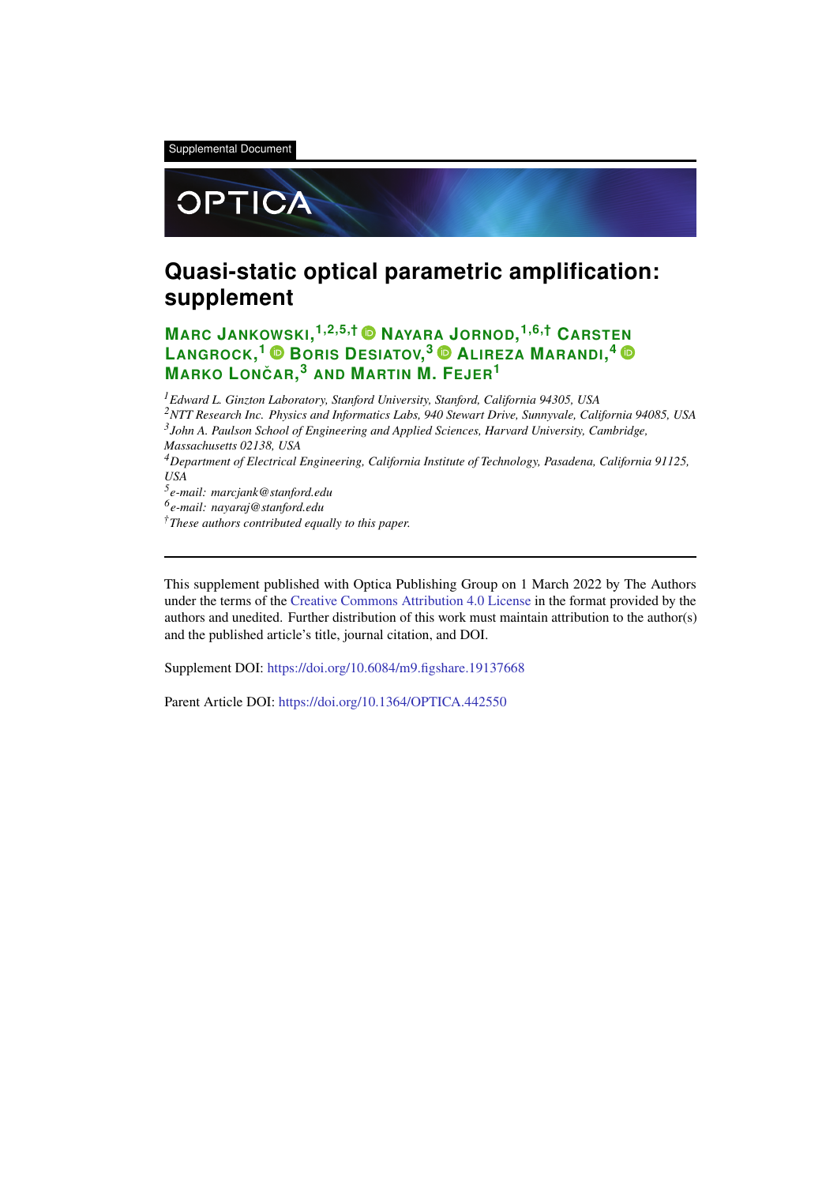Supplemental Document

OPTICA

# Quasi-static optical parametric amplification: supplement

**Marc Jankowski,[1,2,5,†] Nayara Jornod,[1,6,†] Carsten Langrock,[1] Boris Desiatov,[3] Alireza Marandi,[4] Marko Lončar,[3] and Martin M. Fejer[1]**

[1] *Edward L. Ginzton Laboratory, Stanford University, Stanford, California 94305, USA*
[2] *NTT Research Inc. Physics and Informatics Labs, 940 Stewart Drive, Sunnyvale, California 94085, USA*
[3] *John A. Paulson School of Engineering and Applied Sciences, Harvard University, Cambridge, Massachusetts 02138, USA*
[4] *Department of Electrical Engineering, California Institute of Technology, Pasadena, California 91125, USA*
[5] *e-mail: marcjank@stanford.edu*
[6] *e-mail: nayaraj@stanford.edu*
[†] *These authors contributed equally to this paper.*

---

This supplement published with Optica Publishing Group on 1 March 2022 by The Authors under the terms of the Creative Commons Attribution 4.0 License in the format provided by the authors and unedited. Further distribution of this work must maintain attribution to the author(s) and the published article's title, journal citation, and DOI.

Supplement DOI: https://doi.org/10.6084/m9.figshare.19137668

Parent Article DOI: https://doi.org/10.1364/OPTICA.442550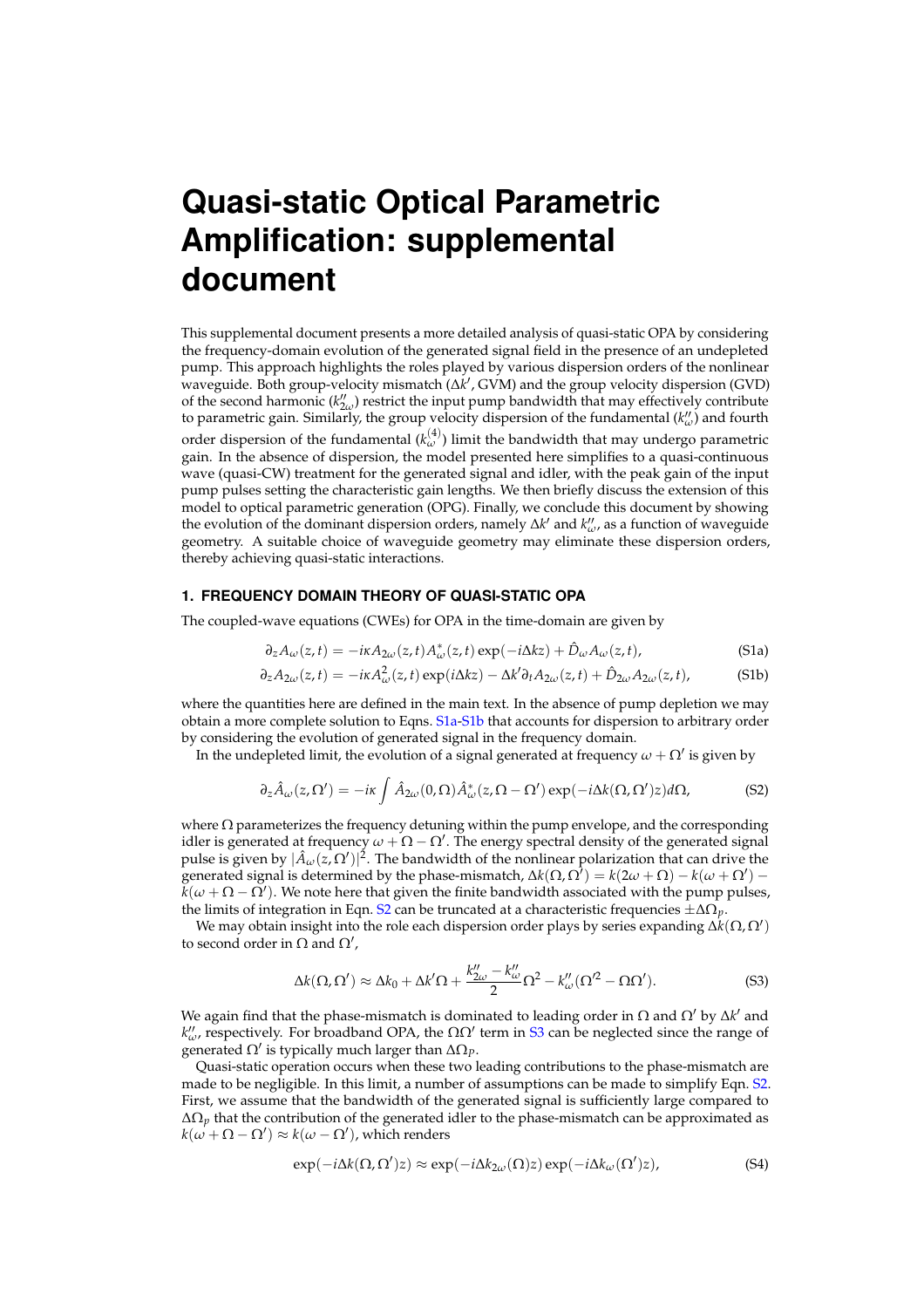// Quasi-static Optical Parametric Amplification: supplemental document

# Quasi-static Optical Parametric Amplification: supplemental document

This supplemental document presents a more detailed analysis of quasi-static OPA by considering the frequency-domain evolution of the generated signal field in the presence of an undepleted pump. This approach highlights the roles played by various dispersion orders of the nonlinear waveguide. Both group-velocity mismatch ($\Delta k'$, GVM) and the group velocity dispersion (GVD) of the second harmonic ($k''_{2\omega}$) restrict the input pump bandwidth that may effectively contribute to parametric gain. Similarly, the group velocity dispersion of the fundamental ($k''_{\omega}$) and fourth order dispersion of the fundamental ($k^{(4)}_{\omega}$) limit the bandwidth that may undergo parametric gain. In the absence of dispersion, the model presented here simplifies to a quasi-continuous wave (quasi-CW) treatment for the generated signal and idler, with the peak gain of the input pump pulses setting the characteristic gain lengths. We then briefly discuss the extension of this model to optical parametric generation (OPG). Finally, we conclude this document by showing the evolution of the dominant dispersion orders, namely $\Delta k'$ and $k''_{\omega}$, as a function of waveguide geometry. A suitable choice of waveguide geometry may eliminate these dispersion orders, thereby achieving quasi-static interactions.

### 1. FREQUENCY DOMAIN THEORY OF QUASI-STATIC OPA

The coupled-wave equations (CWEs) for OPA in the time-domain are given by

$$\partial_z A_{\omega}(z,t) = -i\kappa A_{2\omega}(z,t) A^*_{\omega}(z,t)\exp(-i\Delta k z) + \hat{D}_{\omega} A_{\omega}(z,t), \tag{S1a}$$

$$\partial_z A_{2\omega}(z,t) = -i\kappa A^2_{\omega}(z,t)\exp(i\Delta k z) - \Delta k' \partial_t A_{2\omega}(z,t) + \hat{D}_{2\omega} A_{2\omega}(z,t), \tag{S1b}$$

where the quantities here are defined in the main text. In the absence of pump depletion we may obtain a more complete solution to Eqns. S1a-S1b that accounts for dispersion to arbitrary order by considering the evolution of generated signal in the frequency domain.

In the undepleted limit, the evolution of a signal generated at frequency $\omega + \Omega'$ is given by

$$\partial_z \hat{A}_{\omega}(z,\Omega') = -i\kappa \int \hat{A}_{2\omega}(0,\Omega)\hat{A}^*_{\omega}(z,\Omega-\Omega')\exp(-i\Delta k(\Omega,\Omega')z)d\Omega, \tag{S2}$$

where $\Omega$ parameterizes the frequency detuning within the pump envelope, and the corresponding idler is generated at frequency $\omega + \Omega - \Omega'$. The energy spectral density of the generated signal pulse is given by $|\hat{A}_{\omega}(z,\Omega')|^2$. The bandwidth of the nonlinear polarization that can drive the generated signal is determined by the phase-mismatch, $\Delta k(\Omega,\Omega') = k(2\omega+\Omega) - k(\omega+\Omega') - k(\omega+\Omega-\Omega')$. We note here that given the finite bandwidth associated with the pump pulses, the limits of integration in Eqn. S2 can be truncated at a characteristic frequencies $\pm\Delta\Omega_p$.

We may obtain insight into the role each dispersion order plays by series expanding $\Delta k(\Omega,\Omega')$ to second order in $\Omega$ and $\Omega'$,

$$\Delta k(\Omega,\Omega') \approx \Delta k_0 + \Delta k' \Omega + \frac{k''_{2\omega} - k''_{\omega}}{2}\Omega^2 - k''_{\omega}(\Omega'^2 - \Omega\Omega'). \tag{S3}$$

We again find that the phase-mismatch is dominated to leading order in $\Omega$ and $\Omega'$ by $\Delta k'$ and $k''_{\omega}$, respectively. For broadband OPA, the $\Omega\Omega'$ term in S3 can be neglected since the range of generated $\Omega'$ is typically much larger than $\Delta\Omega_P$.

Quasi-static operation occurs when these two leading contributions to the phase-mismatch are made to be negligible. In this limit, a number of assumptions can be made to simplify Eqn. S2. First, we assume that the bandwidth of the generated signal is sufficiently large compared to $\Delta\Omega_p$ that the contribution of the generated idler to the phase-mismatch can be approximated as $k(\omega+\Omega-\Omega') \approx k(\omega-\Omega')$, which renders

$$\exp(-i\Delta k(\Omega,\Omega')z) \approx \exp(-i\Delta k_{2\omega}(\Omega)z)\exp(-i\Delta k_{\omega}(\Omega')z), \tag{S4}$$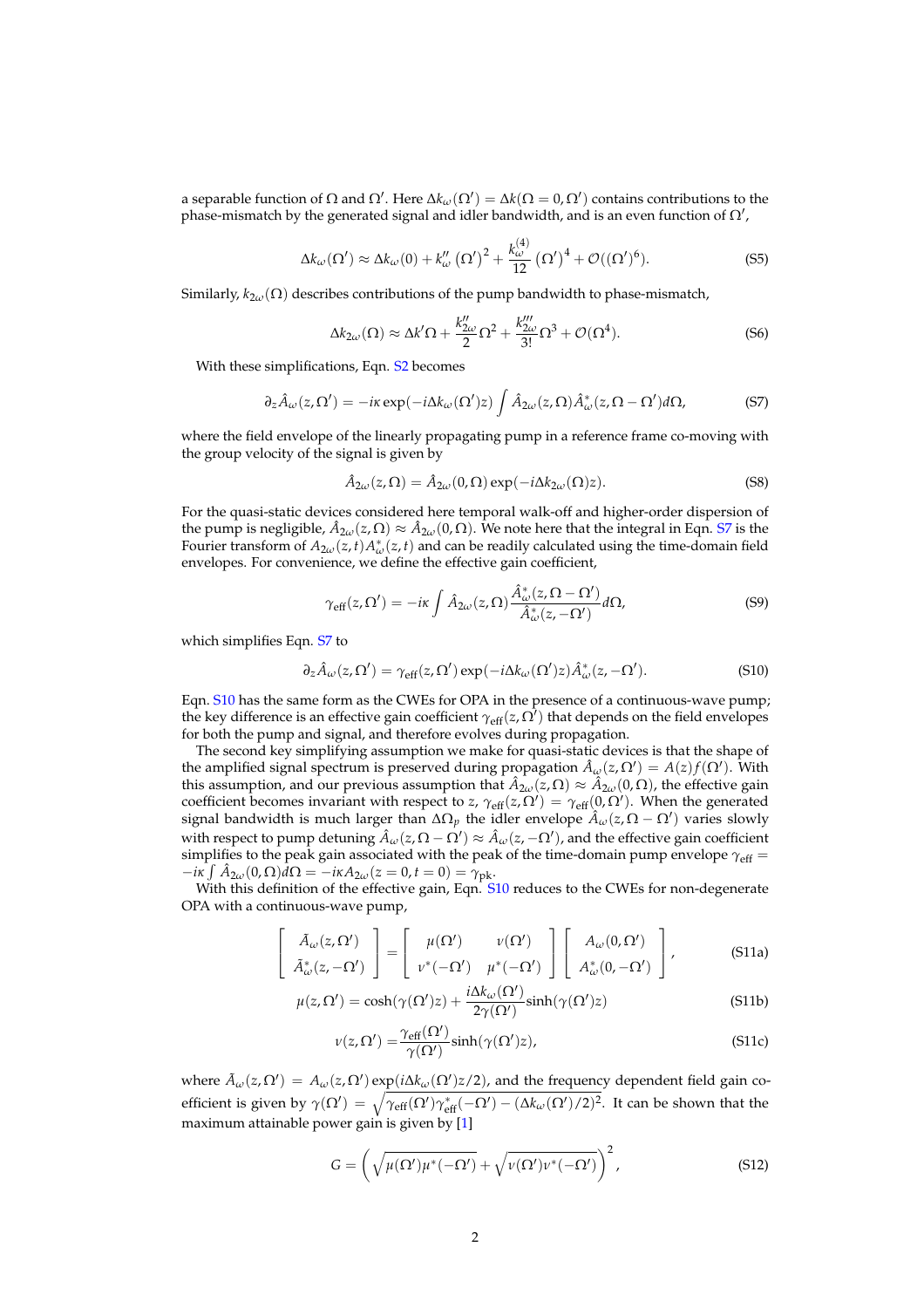a separable function of $\Omega$ and $\Omega'$. Here $\Delta k_\omega(\Omega') = \Delta k(\Omega = 0, \Omega')$ contains contributions to the phase-mismatch by the generated signal and idler bandwidth, and is an even function of $\Omega'$,

$$\Delta k_\omega(\Omega') \approx \Delta k_\omega(0) + k''_\omega \left(\Omega'\right)^2 + \frac{k^{(4)}_\omega}{12}\left(\Omega'\right)^4 + \mathcal{O}((\Omega')^6). \tag{S5}$$

Similarly, $k_{2\omega}(\Omega)$ describes contributions of the pump bandwidth to phase-mismatch,

$$\Delta k_{2\omega}(\Omega) \approx \Delta k'\Omega + \frac{k''_{2\omega}}{2}\Omega^2 + \frac{k'''_{2\omega}}{3!}\Omega^3 + \mathcal{O}(\Omega^4). \tag{S6}$$

With these simplifications, Eqn. S2 becomes

$$\partial_z \hat{A}_\omega(z, \Omega') = -i\kappa \exp(-i\Delta k_\omega(\Omega')z) \int \hat{A}_{2\omega}(z, \Omega)\hat{A}^*_\omega(z, \Omega - \Omega')d\Omega, \tag{S7}$$

where the field envelope of the linearly propagating pump in a reference frame co-moving with the group velocity of the signal is given by

$$\hat{A}_{2\omega}(z, \Omega) = \hat{A}_{2\omega}(0, \Omega)\exp(-i\Delta k_{2\omega}(\Omega)z). \tag{S8}$$

For the quasi-static devices considered here temporal walk-off and higher-order dispersion of the pump is negligible, $\hat{A}_{2\omega}(z, \Omega) \approx \hat{A}_{2\omega}(0, \Omega)$. We note here that the integral in Eqn. S7 is the Fourier transform of $A_{2\omega}(z, t)A^*_\omega(z, t)$ and can be readily calculated using the time-domain field envelopes. For convenience, we define the effective gain coefficient,

$$\gamma_{\text{eff}}(z, \Omega') = -i\kappa \int \hat{A}_{2\omega}(z, \Omega)\frac{\hat{A}^*_\omega(z, \Omega - \Omega')}{\hat{A}^*_\omega(z, -\Omega')}d\Omega, \tag{S9}$$

which simplifies Eqn. S7 to

$$\partial_z \hat{A}_\omega(z, \Omega') = \gamma_{\text{eff}}(z, \Omega')\exp(-i\Delta k_\omega(\Omega')z)\hat{A}^*_\omega(z, -\Omega'). \tag{S10}$$

Eqn. S10 has the same form as the CWEs for OPA in the presence of a continuous-wave pump; the key difference is an effective gain coefficient $\gamma_{\text{eff}}(z, \Omega')$ that depends on the field envelopes for both the pump and signal, and therefore evolves during propagation.

The second key simplifying assumption we make for quasi-static devices is that the shape of the amplified signal spectrum is preserved during propagation $\hat{A}_\omega(z, \Omega') = A(z)f(\Omega')$. With this assumption, and our previous assumption that $\hat{A}_{2\omega}(z, \Omega) \approx \hat{A}_{2\omega}(0, \Omega)$, the effective gain coefficient becomes invariant with respect to $z$, $\gamma_{\text{eff}}(z, \Omega') = \gamma_{\text{eff}}(0, \Omega')$. When the generated signal bandwidth is much larger than $\Delta\Omega_p$ the idler envelope $\hat{A}_\omega(z, \Omega - \Omega')$ varies slowly with respect to pump detuning $\hat{A}_\omega(z, \Omega - \Omega') \approx \hat{A}_\omega(z, -\Omega')$, and the effective gain coefficient simplifies to the peak gain associated with the peak of the time-domain pump envelope $\gamma_{\text{eff}} = -i\kappa \int \hat{A}_{2\omega}(0, \Omega)d\Omega = -i\kappa A_{2\omega}(z = 0, t = 0) = \gamma_{\text{pk}}$.

With this definition of the effective gain, Eqn. S10 reduces to the CWEs for non-degenerate OPA with a continuous-wave pump,

$$\begin{bmatrix} \tilde{A}_\omega(z, \Omega') \\ \tilde{A}^*_\omega(z, -\Omega') \end{bmatrix} = \begin{bmatrix} \mu(\Omega') & \nu(\Omega') \\ \nu^*(-\Omega') & \mu^*(-\Omega') \end{bmatrix} \begin{bmatrix} A_\omega(0, \Omega') \\ A^*_\omega(0, -\Omega') \end{bmatrix}, \tag{S11a}$$

$$\mu(z, \Omega') = \cosh(\gamma(\Omega')z) + \frac{i\Delta k_\omega(\Omega')}{2\gamma(\Omega')}\sinh(\gamma(\Omega')z) \tag{S11b}$$

$$\nu(z, \Omega') = \frac{\gamma_{\text{eff}}(\Omega')}{\gamma(\Omega')}\sinh(\gamma(\Omega')z), \tag{S11c}$$

where $\tilde{A}_\omega(z, \Omega') = A_\omega(z, \Omega')\exp(i\Delta k_\omega(\Omega')z/2)$, and the frequency dependent field gain coefficient is given by $\gamma(\Omega') = \sqrt{\gamma_{\text{eff}}(\Omega')\gamma^*_{\text{eff}}(-\Omega') - (\Delta k_\omega(\Omega')/2)^2}$. It can be shown that the maximum attainable power gain is given by [1]

$$G = \left(\sqrt{\mu(\Omega')\mu^*(-\Omega')} + \sqrt{\nu(\Omega')\nu^*(-\Omega')}\right)^2, \tag{S12}$$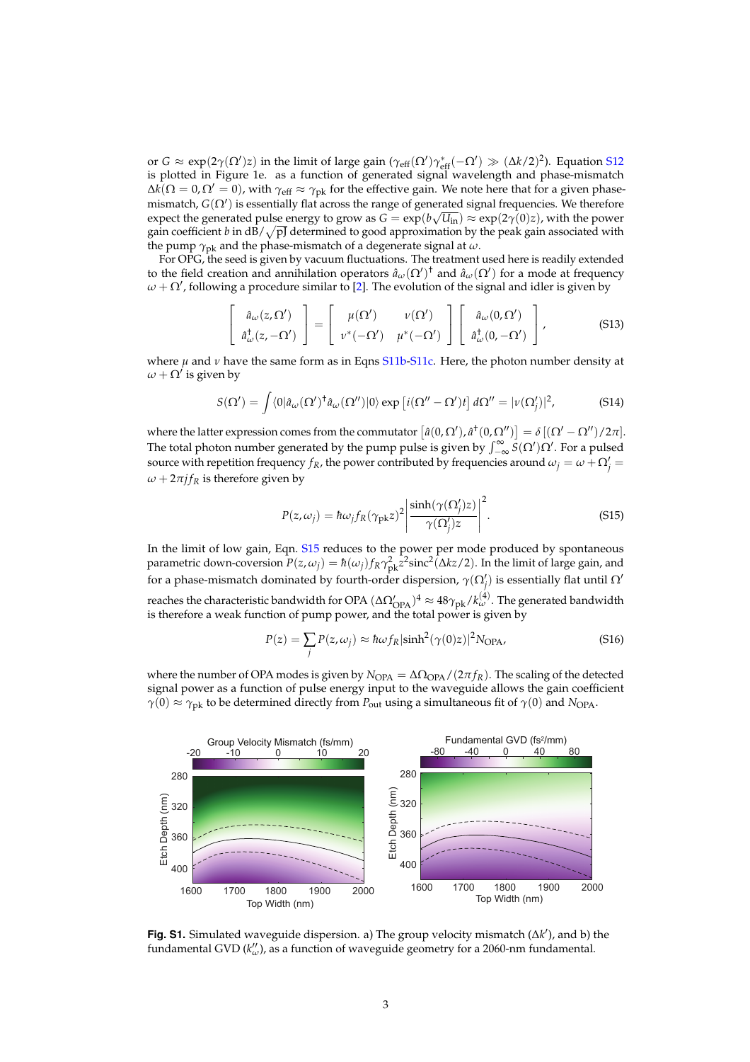or $G \approx \exp(2\gamma(\Omega')z)$ in the limit of large gain ($\gamma_{\text{eff}}(\Omega')\gamma^*_{\text{eff}}(-\Omega') \gg (\Delta k/2)^2$). Equation S12 is plotted in Figure 1e. as a function of generated signal wavelength and phase-mismatch $\Delta k(\Omega = 0, \Omega' = 0)$, with $\gamma_{\text{eff}} \approx \gamma_{\text{pk}}$ for the effective gain. We note here that for a given phase-mismatch, $G(\Omega')$ is essentially flat across the range of generated signal frequencies. We therefore expect the generated pulse energy to grow as $G = \exp(b\sqrt{U_{\text{in}}}) \approx \exp(2\gamma(0)z)$, with the power gain coefficient $b$ in dB/$\sqrt{\text{pJ}}$ determined to good approximation by the peak gain associated with the pump $\gamma_{\text{pk}}$ and the phase-mismatch of a degenerate signal at $\omega$.

For OPG, the seed is given by vacuum fluctuations. The treatment used here is readily extended to the field creation and annihilation operators $\hat{a}_\omega(\Omega')^\dagger$ and $\hat{a}_\omega(\Omega')$ for a mode at frequency $\omega + \Omega'$, following a procedure similar to [2]. The evolution of the signal and idler is given by

$$\begin{bmatrix} \hat{a}_\omega(z,\Omega') \\ \hat{a}^\dagger_\omega(z,-\Omega') \end{bmatrix} = \begin{bmatrix} \mu(\Omega') & \nu(\Omega') \\ \nu^*(-\Omega') & \mu^*(-\Omega') \end{bmatrix} \begin{bmatrix} \hat{a}_\omega(0,\Omega') \\ \hat{a}^\dagger_\omega(0,-\Omega') \end{bmatrix}, \tag{S13}$$

where $\mu$ and $\nu$ have the same form as in Eqns S11b-S11c. Here, the photon number density at $\omega + \Omega'$ is given by

$$S(\Omega') = \int \langle 0|\hat{a}_\omega(\Omega')^\dagger \hat{a}_\omega(\Omega'')|0\rangle \exp\left[i(\Omega'' - \Omega')t\right] d\Omega'' = |\nu(\Omega'_j)|^2, \tag{S14}$$

where the latter expression comes from the commutator $\left[\hat{a}(0,\Omega'), \hat{a}^\dagger(0,\Omega'')\right] = \delta\left[(\Omega' - \Omega'')/2\pi\right]$. The total photon number generated by the pump pulse is given by $\int_{-\infty}^{\infty} S(\Omega')\Omega'$. For a pulsed source with repetition frequency $f_R$, the power contributed by frequencies around $\omega_j = \omega + \Omega'_j = \omega + 2\pi j f_R$ is therefore given by

$$P(z,\omega_j) = \hbar\omega_j f_R (\gamma_{\text{pk}} z)^2 \left| \frac{\sinh(\gamma(\Omega'_j)z)}{\gamma(\Omega'_j)z} \right|^2. \tag{S15}$$

In the limit of low gain, Eqn. S15 reduces to the power per mode produced by spontaneous parametric down-coversion $P(z,\omega_j) = \hbar(\omega_j) f_R \gamma_{\text{pk}}^2 z^2 \text{sinc}^2(\Delta k z/2)$. In the limit of large gain, and for a phase-mismatch dominated by fourth-order dispersion, $\gamma(\Omega'_j)$ is essentially flat until $\Omega'$ reaches the characteristic bandwidth for OPA $(\Delta\Omega'_{\text{OPA}})^4 \approx 48\gamma_{\text{pk}}/k^{(4)}_\omega$. The generated bandwidth is therefore a weak function of pump power, and the total power is given by

$$P(z) = \sum_j P(z,\omega_j) \approx \hbar\omega f_R |\sinh^2(\gamma(0)z)|^2 N_{\text{OPA}}, \tag{S16}$$

where the number of OPA modes is given by $N_{\text{OPA}} = \Delta\Omega_{\text{OPA}}/(2\pi f_R)$. The scaling of the detected signal power as a function of pulse energy input to the waveguide allows the gain coefficient $\gamma(0) \approx \gamma_{\text{pk}}$ to be determined directly from $P_{\text{out}}$ using a simultaneous fit of $\gamma(0)$ and $N_{\text{OPA}}$.

**Fig. S1.** Simulated waveguide dispersion. a) The group velocity mismatch ($\Delta k'$), and b) the fundamental GVD ($k''_\omega$), as a function of waveguide geometry for a 2060-nm fundamental.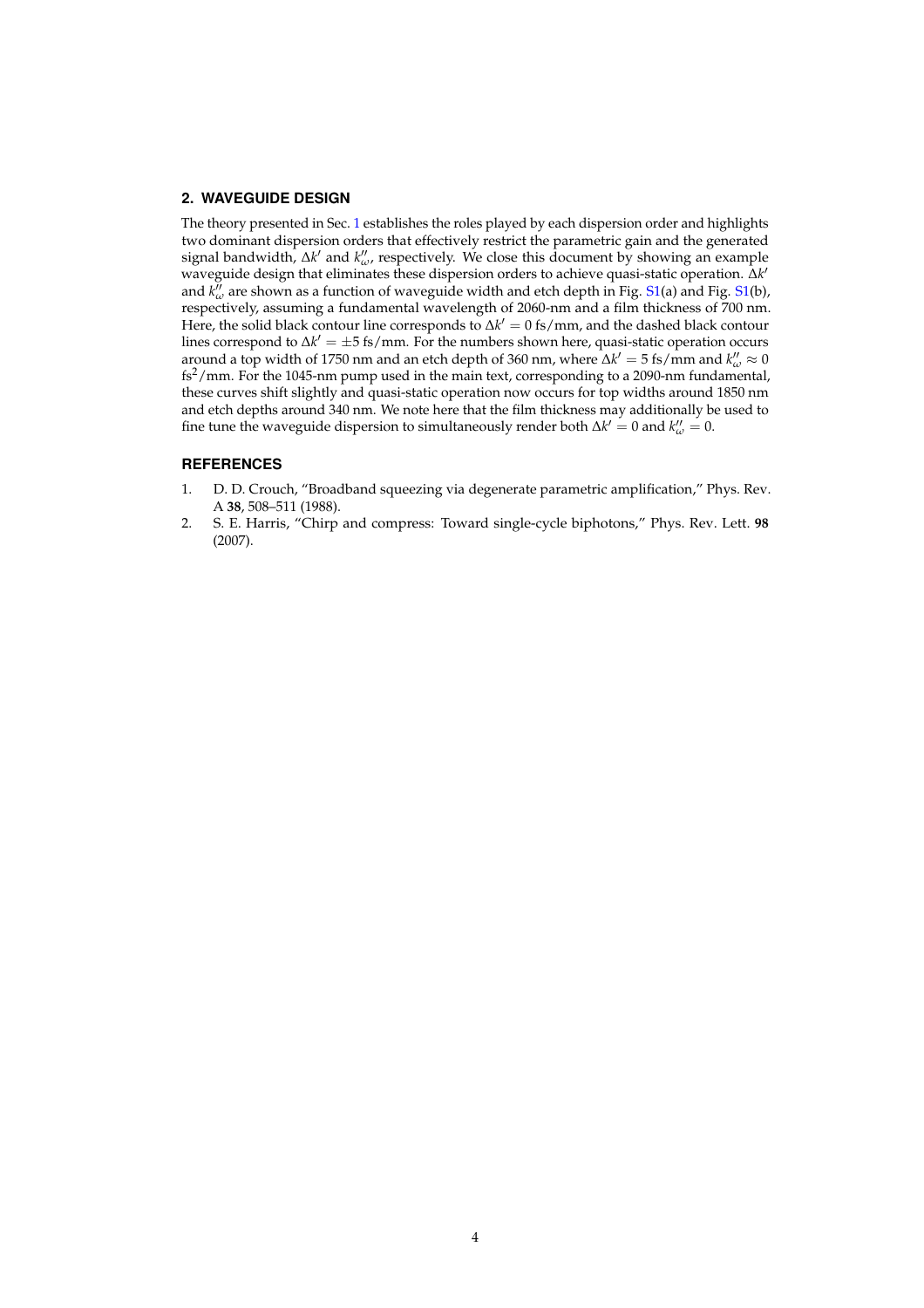## 2. WAVEGUIDE DESIGN

The theory presented in Sec. 1 establishes the roles played by each dispersion order and highlights two dominant dispersion orders that effectively restrict the parametric gain and the generated signal bandwidth, $\Delta k'$ and $k''_\omega$, respectively. We close this document by showing an example waveguide design that eliminates these dispersion orders to achieve quasi-static operation. $\Delta k'$ and $k''_\omega$ are shown as a function of waveguide width and etch depth in Fig. S1(a) and Fig. S1(b), respectively, assuming a fundamental wavelength of 2060-nm and a film thickness of 700 nm. Here, the solid black contour line corresponds to $\Delta k' = 0$ fs/mm, and the dashed black contour lines correspond to $\Delta k' = \pm 5$ fs/mm. For the numbers shown here, quasi-static operation occurs around a top width of 1750 nm and an etch depth of 360 nm, where $\Delta k' = 5$ fs/mm and $k''_\omega \approx 0$ fs$^2$/mm. For the 1045-nm pump used in the main text, corresponding to a 2090-nm fundamental, these curves shift slightly and quasi-static operation now occurs for top widths around 1850 nm and etch depths around 340 nm. We note here that the film thickness may additionally be used to fine tune the waveguide dispersion to simultaneously render both $\Delta k' = 0$ and $k''_\omega = 0$.

## REFERENCES

1. D. D. Crouch, "Broadband squeezing via degenerate parametric amplification," Phys. Rev. A **38**, 508–511 (1988).
2. S. E. Harris, "Chirp and compress: Toward single-cycle biphotons," Phys. Rev. Lett. **98** (2007).